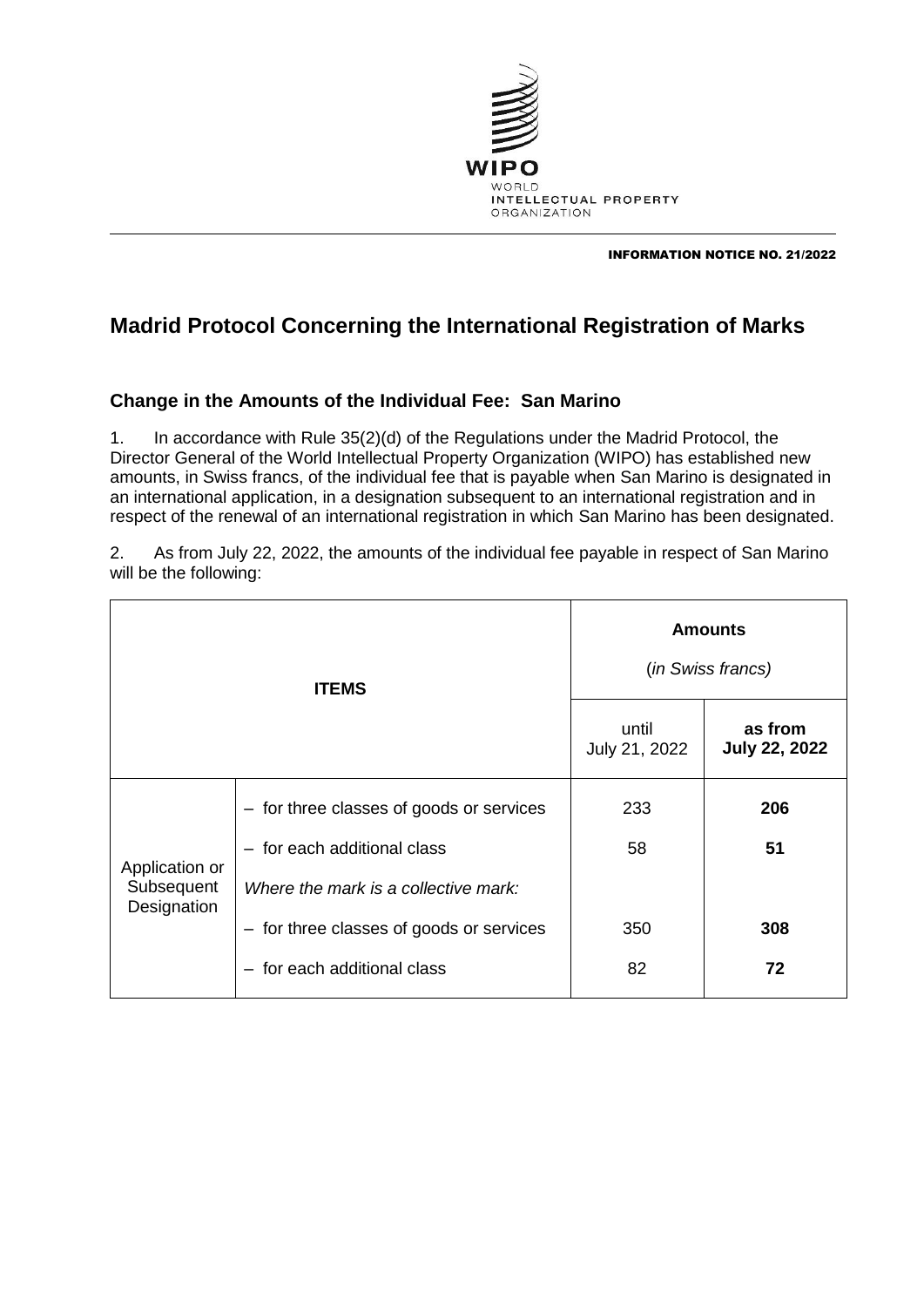WIPO
WORLD
INTELLECTUAL PROPERTY
ORGANIZATION

**INFORMATION NOTICE NO. 21/2022**

# Madrid Protocol Concerning the International Registration of Marks

## Change in the Amounts of the Individual Fee: San Marino

1. In accordance with Rule 35(2)(d) of the Regulations under the Madrid Protocol, the Director General of the World Intellectual Property Organization (WIPO) has established new amounts, in Swiss francs, of the individual fee that is payable when San Marino is designated in an international application, in a designation subsequent to an international registration and in respect of the renewal of an international registration in which San Marino has been designated.

2. As from July 22, 2022, the amounts of the individual fee payable in respect of San Marino will be the following:

| **ITEMS** | | **Amounts** (*in Swiss francs*) | |
|---|---|---|---|
| | | until July 21, 2022 | **as from July 22, 2022** |
| Application or Subsequent Designation | – for three classes of goods or services | 233 | **206** |
| | – for each additional class | 58 | **51** |
| | *Where the mark is a collective mark:* | | |
| | – for three classes of goods or services | 350 | **308** |
| | – for each additional class | 82 | **72** |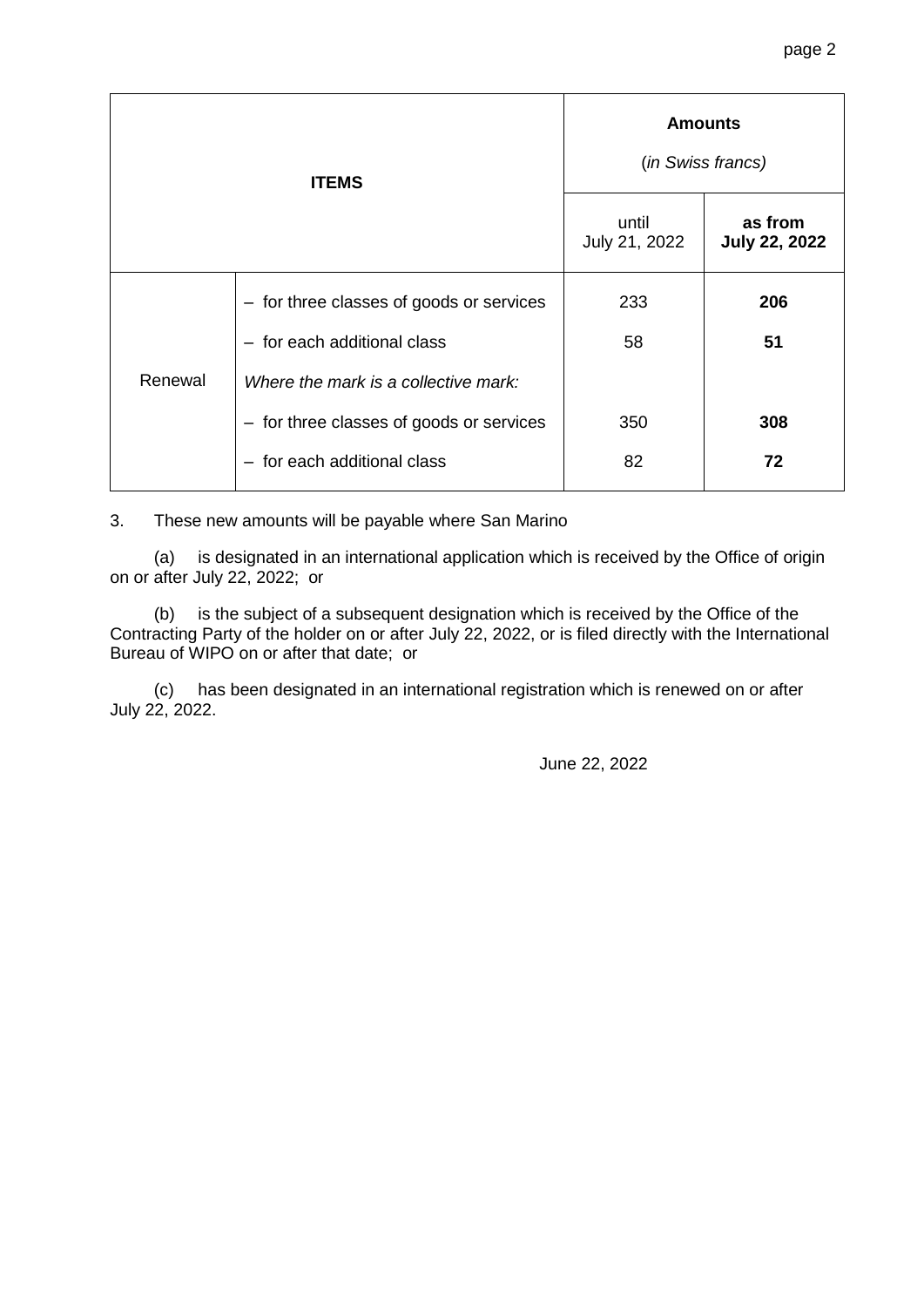| **ITEMS** | | **Amounts** (*in Swiss francs*) | |
|---|---|---|---|
| | | until July 21, 2022 | **as from July 22, 2022** |
| Renewal | – for three classes of goods or services | 233 | **206** |
| | – for each additional class | 58 | **51** |
| | *Where the mark is a collective mark:* | | |
| | – for three classes of goods or services | 350 | **308** |
| | – for each additional class | 82 | **72** |

3. These new amounts will be payable where San Marino

(a) is designated in an international application which is received by the Office of origin on or after July 22, 2022; or

(b) is the subject of a subsequent designation which is received by the Office of the Contracting Party of the holder on or after July 22, 2022, or is filed directly with the International Bureau of WIPO on or after that date; or

(c) has been designated in an international registration which is renewed on or after July 22, 2022.

June 22, 2022